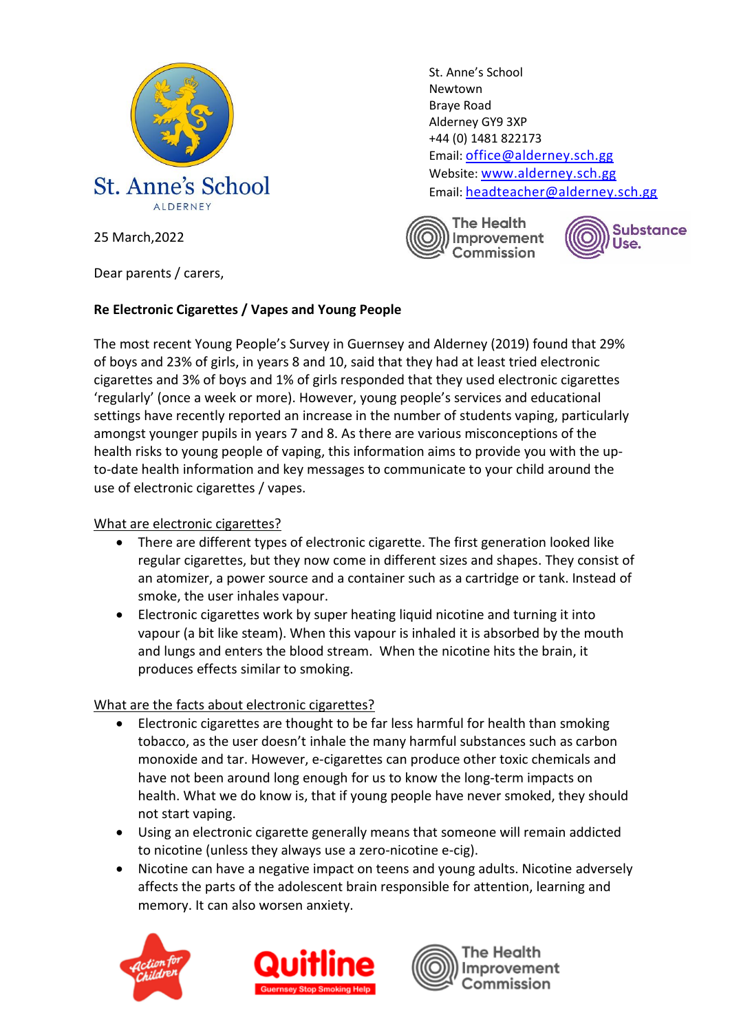St. Anne's School
ALDERNEY

St. Anne's School
Newtown
Braye Road
Alderney GY9 3XP
+44 (0) 1481 822173
Email: office@alderney.sch.gg
Website: www.alderney.sch.gg
Email: headteacher@alderney.sch.gg

The Health Improvement Commission

Substance Use.

25 March,2022

Dear parents / carers,

**Re Electronic Cigarettes / Vapes and Young People**

The most recent Young People's Survey in Guernsey and Alderney (2019) found that 29% of boys and 23% of girls, in years 8 and 10, said that they had at least tried electronic cigarettes and 3% of boys and 1% of girls responded that they used electronic cigarettes 'regularly' (once a week or more). However, young people's services and educational settings have recently reported an increase in the number of students vaping, particularly amongst younger pupils in years 7 and 8. As there are various misconceptions of the health risks to young people of vaping, this information aims to provide you with the up-to-date health information and key messages to communicate to your child around the use of electronic cigarettes / vapes.

<u>What are electronic cigarettes?</u>

- There are different types of electronic cigarette. The first generation looked like regular cigarettes, but they now come in different sizes and shapes. They consist of an atomizer, a power source and a container such as a cartridge or tank. Instead of smoke, the user inhales vapour.
- Electronic cigarettes work by super heating liquid nicotine and turning it into vapour (a bit like steam). When this vapour is inhaled it is absorbed by the mouth and lungs and enters the blood stream. When the nicotine hits the brain, it produces effects similar to smoking.

<u>What are the facts about electronic cigarettes?</u>

- Electronic cigarettes are thought to be far less harmful for health than smoking tobacco, as the user doesn't inhale the many harmful substances such as carbon monoxide and tar. However, e-cigarettes can produce other toxic chemicals and have not been around long enough for us to know the long-term impacts on health. What we do know is, that if young people have never smoked, they should not start vaping.
- Using an electronic cigarette generally means that someone will remain addicted to nicotine (unless they always use a zero-nicotine e-cig).
- Nicotine can have a negative impact on teens and young adults. Nicotine adversely affects the parts of the adolescent brain responsible for attention, learning and memory. It can also worsen anxiety.

Action for Children

Quitline
Guernsey Stop Smoking Help

The Health Improvement Commission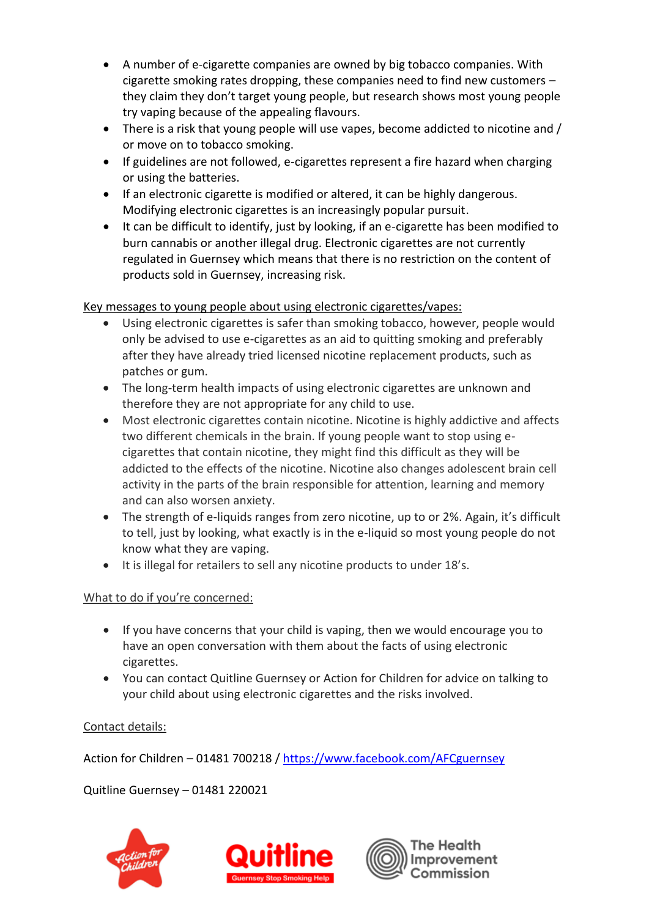- A number of e-cigarette companies are owned by big tobacco companies. With cigarette smoking rates dropping, these companies need to find new customers – they claim they don't target young people, but research shows most young people try vaping because of the appealing flavours.
- There is a risk that young people will use vapes, become addicted to nicotine and / or move on to tobacco smoking.
- If guidelines are not followed, e-cigarettes represent a fire hazard when charging or using the batteries.
- If an electronic cigarette is modified or altered, it can be highly dangerous. Modifying electronic cigarettes is an increasingly popular pursuit.
- It can be difficult to identify, just by looking, if an e-cigarette has been modified to burn cannabis or another illegal drug. Electronic cigarettes are not currently regulated in Guernsey which means that there is no restriction on the content of products sold in Guernsey, increasing risk.

Key messages to young people about using electronic cigarettes/vapes:

- Using electronic cigarettes is safer than smoking tobacco, however, people would only be advised to use e-cigarettes as an aid to quitting smoking and preferably after they have already tried licensed nicotine replacement products, such as patches or gum.
- The long-term health impacts of using electronic cigarettes are unknown and therefore they are not appropriate for any child to use.
- Most electronic cigarettes contain nicotine. Nicotine is highly addictive and affects two different chemicals in the brain. If young people want to stop using e-cigarettes that contain nicotine, they might find this difficult as they will be addicted to the effects of the nicotine. Nicotine also changes adolescent brain cell activity in the parts of the brain responsible for attention, learning and memory and can also worsen anxiety.
- The strength of e-liquids ranges from zero nicotine, up to or 2%. Again, it's difficult to tell, just by looking, what exactly is in the e-liquid so most young people do not know what they are vaping.
- It is illegal for retailers to sell any nicotine products to under 18's.

What to do if you're concerned:

- If you have concerns that your child is vaping, then we would encourage you to have an open conversation with them about the facts of using electronic cigarettes.
- You can contact Quitline Guernsey or Action for Children for advice on talking to your child about using electronic cigarettes and the risks involved.

Contact details:

Action for Children – 01481 700218 / https://www.facebook.com/AFCguernsey

Quitline Guernsey – 01481 220021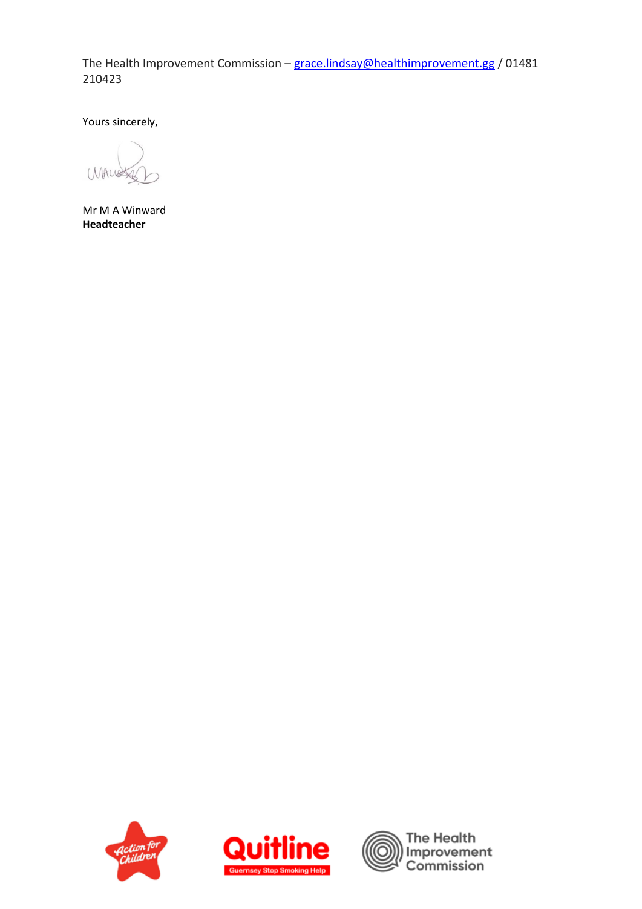The Health Improvement Commission – grace.lindsay@healthimprovement.gg / 01481 210423

Yours sincerely,

Mr M A Winward
**Headteacher**